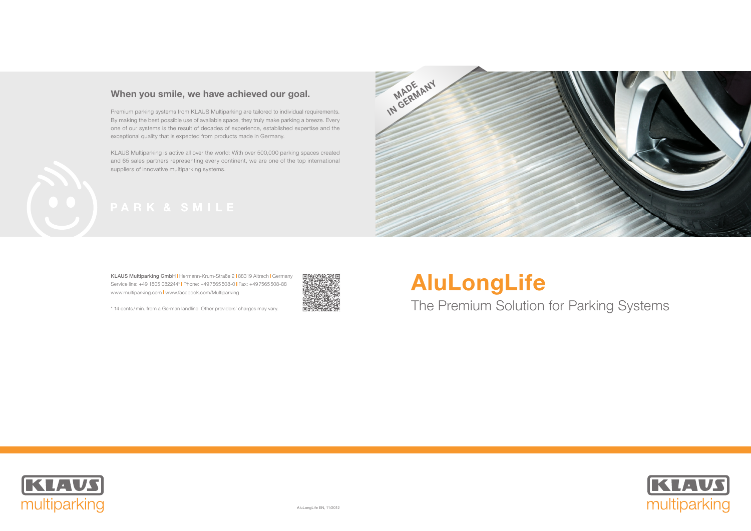## When you smile, we have achieved our goal.

Premium parking systems from KLAUS Multiparking are tailored to individual requirements. By making the best possible use of available space, they truly make parking a breeze. Every one of our systems is the result of decades of experience, established expertise and the exceptional quality that is expected from products made in Germany.

KLAUS Multiparking is active all over the world: With over 500,000 parking spaces created and 65 sales partners representing every continent, we are one of the top international suppliers of innovative multiparking systems.

PARK & SMILE

MADE IN GERMANY

**KLAUS Multiparking GmbH** | Hermann-Krum-Straße 2 | 88319 Aitrach | Germany
Service line: +49 1805 082244* | Phone: +49 7565 508-0 | Fax: +49 7565 508-88
www.multiparking.com | www.facebook.com/Multiparking

* 14 cents / min. from a German landline. Other providers' charges may vary.

# AluLongLife

## The Premium Solution for Parking Systems

KLAUS multiparking

AluLongLife EN, 11/2012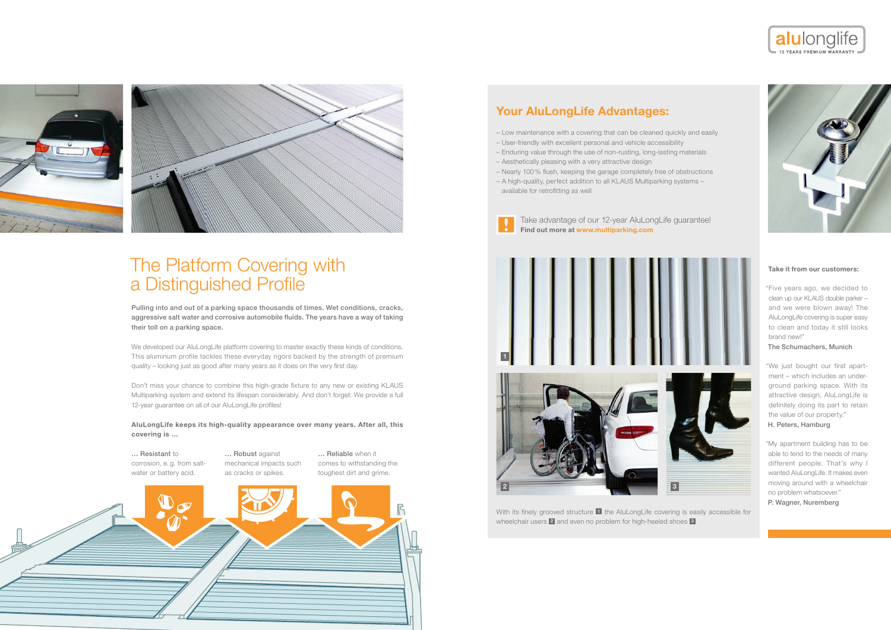# The Platform Covering with a Distinguished Profile

**Pulling into and out of a parking space thousands of times. Wet conditions, cracks, aggressive salt water and corrosive automobile fluids. The years have a way of taking their toll on a parking space.**

We developed our AluLongLife platform covering to master exactly these kinds of conditions. This aluminum profile tackles these everyday rigors backed by the strength of premium quality – looking just as good after many years as it does on the very first day.

Don't miss your chance to combine this high-grade fixture to any new or existing KLAUS Multiparking system and extend its lifespan considerably. And don't forget: We provide a full 12-year guarantee on all of our AluLongLife profiles!

**AluLongLife keeps its high-quality appearance over many years. After all, this covering is ...**

**... Resistant** to corrosion, e. g. from salt-water or battery acid.

**... Robust** against mechanical impacts such as cracks or spikes.

**... Reliable** when it comes to withstanding the toughest dirt and grime.

## Your AluLongLife Advantages:

- Low maintenance with a covering that can be cleaned quickly and easily
- User-friendly with excellent personal and vehicle accessibility
- Enduring value through the use of non-rusting, long-lasting materials
- Aesthetically pleasing with a very attractive design
- Nearly 100 % flush, keeping the garage completely free of obstructions
- A high-quality, perfect addition to all KLAUS Multiparking systems – available for retrofitting as well

Take advantage of our 12-year AluLongLife guarantee!
**Find out more at www.multiparking.com**

With its finely grooved structure 1 the AluLongLife covering is easily accessible for wheelchair users 2 and even no problem for high-heeled shoes 3

**Take it from our customers:**

"Five years ago, we decided to clean up our KLAUS double parker – and we were blown away! The AluLongLife covering is super easy to clean and today it still looks brand new!"
**The Schumachers, Munich**

"We just bought our first apartment – which includes an underground parking space. With its attractive design, AluLongLife is definitely doing its part to retain the value of our property."
**H. Peters, Hamburg**

"My apartment building has to be able to tend to the needs of many different people. That's why I wanted AluLongLife. It makes even moving around with a wheelchair no problem whatsoever."
**P. Wagner, Nuremberg**